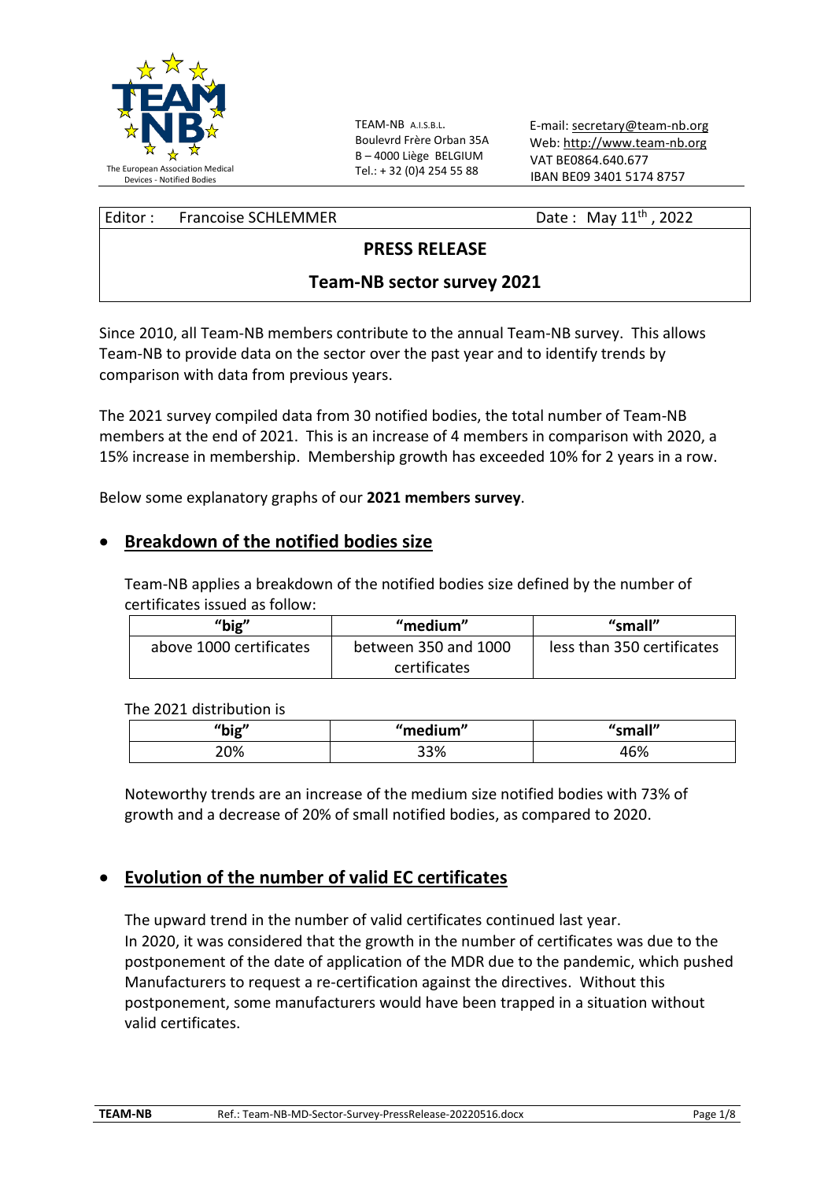The European Association Medical Devices - Notified Bodies

TEAM-NB A.I.S.B.L.
Boulevrd Frère Orban 35A
B – 4000 Liège BELGIUM
Tel.: + 32 (0)4 254 55 88

E-mail: secretary@team-nb.org
Web: http://www.team-nb.org
VAT BE0864.640.677
IBAN BE09 3401 5174 8757

| Editor : Francoise SCHLEMMER | Date : May 11th, 2022 |
|---|---|

# PRESS RELEASE

## Team-NB sector survey 2021

Since 2010, all Team-NB members contribute to the annual Team-NB survey. This allows Team-NB to provide data on the sector over the past year and to identify trends by comparison with data from previous years.

The 2021 survey compiled data from 30 notified bodies, the total number of Team-NB members at the end of 2021. This is an increase of 4 members in comparison with 2020, a 15% increase in membership. Membership growth has exceeded 10% for 2 years in a row.

Below some explanatory graphs of our **2021 members survey**.

- ## Breakdown of the notified bodies size

Team-NB applies a breakdown of the notified bodies size defined by the number of certificates issued as follow:

| "big" | "medium" | "small" |
|---|---|---|
| above 1000 certificates | between 350 and 1000 certificates | less than 350 certificates |

The 2021 distribution is

| "big" | "medium" | "small" |
|---|---|---|
| 20% | 33% | 46% |

Noteworthy trends are an increase of the medium size notified bodies with 73% of growth and a decrease of 20% of small notified bodies, as compared to 2020.

- ## Evolution of the number of valid EC certificates

The upward trend in the number of valid certificates continued last year.
In 2020, it was considered that the growth in the number of certificates was due to the postponement of the date of application of the MDR due to the pandemic, which pushed Manufacturers to request a re-certification against the directives. Without this postponement, some manufacturers would have been trapped in a situation without valid certificates.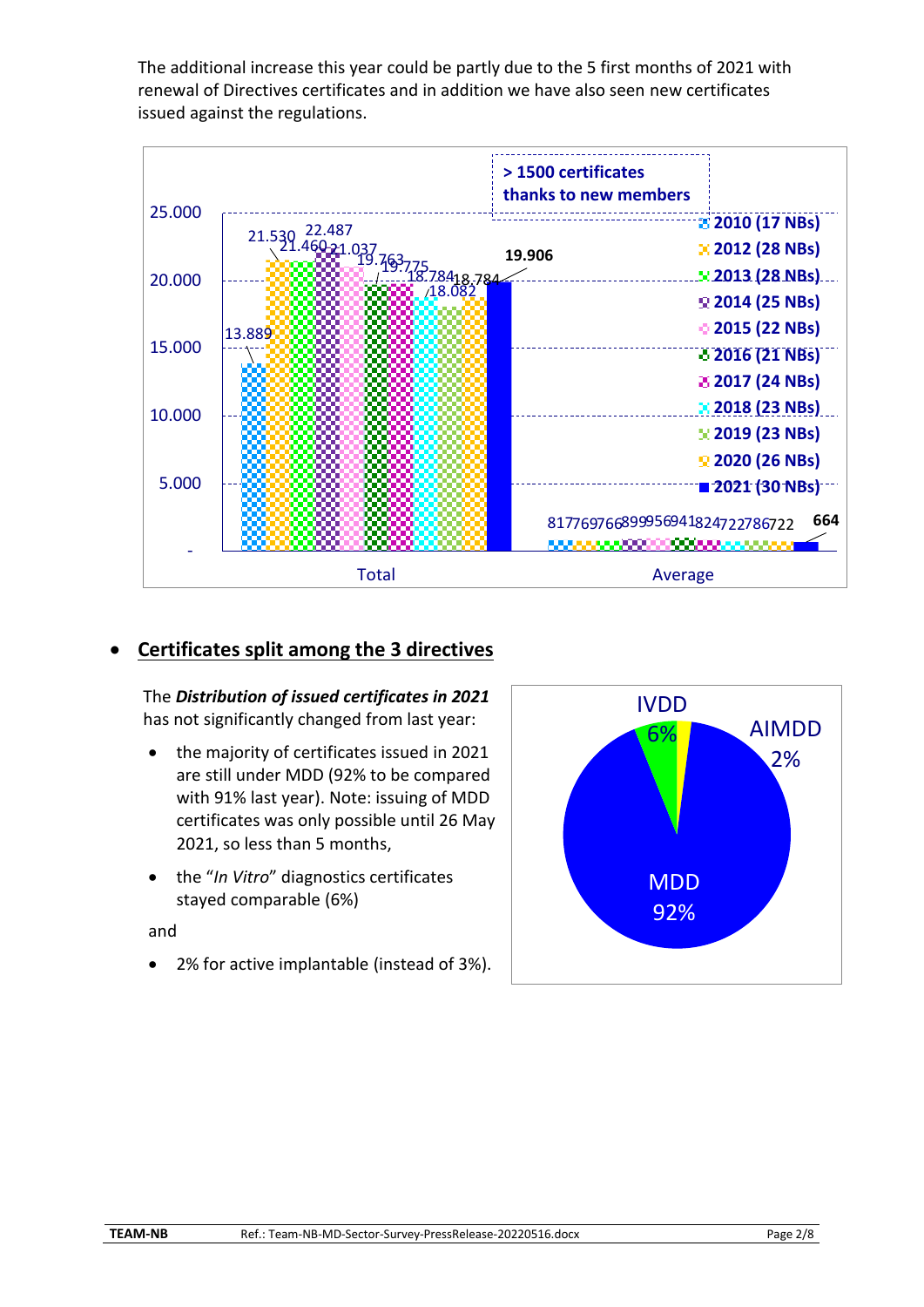The additional increase this year could be partly due to the 5 first months of 2021 with renewal of Directives certificates and in addition we have also seen new certificates issued against the regulations.

- **Certificates split among the 3 directives**

The ***Distribution of issued certificates in 2021*** has not significantly changed from last year:

- the majority of certificates issued in 2021 are still under MDD (92% to be compared with 91% last year). Note: issuing of MDD certificates was only possible until 26 May 2021, so less than 5 months,
- the "*In Vitro*" diagnostics certificates stayed comparable (6%)

and

- 2% for active implantable (instead of 3%).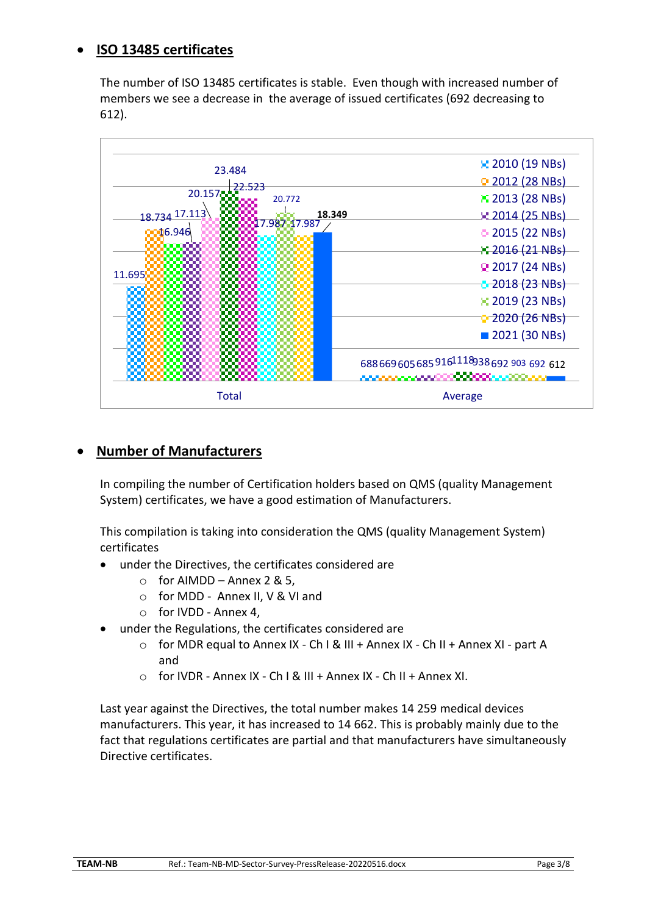- **ISO 13485 certificates**

The number of ISO 13485 certificates is stable. Even though with increased number of members we see a decrease in the average of issued certificates (692 decreasing to 612).

| | 2010 (19 NBs) | 2012 (28 NBs) | 2013 (28 NBs) | 2014 (25 NBs) | 2015 (22 NBs) | 2016 (21 NBs) | 2017 (24 NBs) | 2018 (23 NBs) | 2019 (23 NBs) | 2020 (26 NBs) | 2021 (30 NBs) |
|---|---|---|---|---|---|---|---|---|---|---|---|
| Total | 11.695 | 18.734 | 16.946 | 17.113 | 20.157 | 23.484 | 22.523 | 17.987 | 20.772 | 17.987 | 18.349 |
| Average | 688 | 669 | 605 | 685 | 916 | 1118 | 938 | 692 | 903 | 692 | 612 |

- **Number of Manufacturers**

In compiling the number of Certification holders based on QMS (quality Management System) certificates, we have a good estimation of Manufacturers.

This compilation is taking into consideration the QMS (quality Management System) certificates

- under the Directives, the certificates considered are
  - for AIMDD – Annex 2 & 5,
  - for MDD - Annex II, V & VI and
  - for IVDD - Annex 4,
- under the Regulations, the certificates considered are
  - for MDR equal to Annex IX - Ch I & III + Annex IX - Ch II + Annex XI - part A and
  - for IVDR - Annex IX - Ch I & III + Annex IX - Ch II + Annex XI.

Last year against the Directives, the total number makes 14 259 medical devices manufacturers. This year, it has increased to 14 662. This is probably mainly due to the fact that regulations certificates are partial and that manufacturers have simultaneously Directive certificates.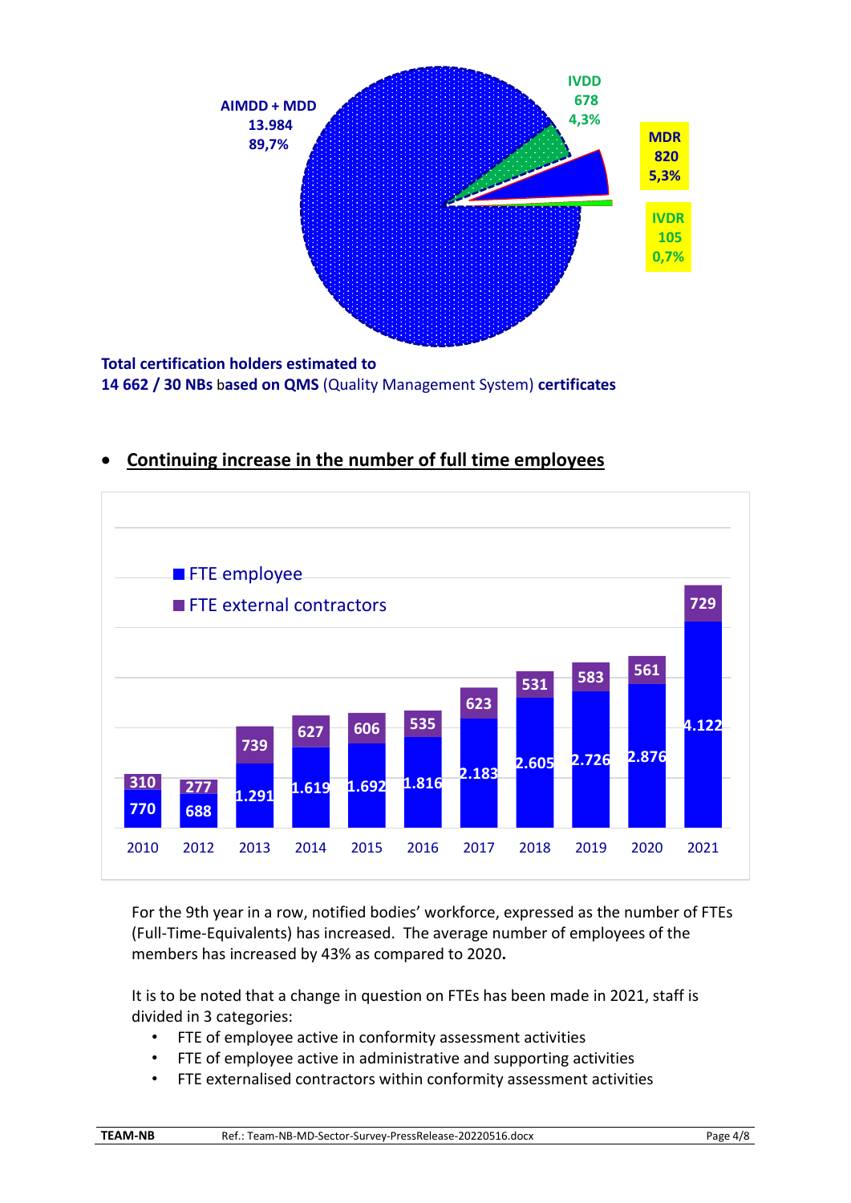AIMDD + MDD 13.984 89,7%

IVDD 678 4,3%

MDR 820 5,3%

IVDR 105 0,7%

**Total certification holders estimated to**
**14 662 / 30 NBs** b**ased on QMS** (Quality Management System) **certificates**

- **Continuing increase in the number of full time employees**

| Year | FTE employee | FTE external contractors |
|---|---|---|
| 2010 | 770 | 310 |
| 2012 | 688 | 277 |
| 2013 | 1.291 | 739 |
| 2014 | 1.619 | 627 |
| 2015 | 1.692 | 606 |
| 2016 | 1.816 | 535 |
| 2017 | 2.183 | 623 |
| 2018 | 2.605 | 531 |
| 2019 | 2.726 | 583 |
| 2020 | 2.876 | 561 |
| 2021 | 4.122 | 729 |

For the 9th year in a row, notified bodies' workforce, expressed as the number of FTEs (Full-Time-Equivalents) has increased. The average number of employees of the members has increased by 43% as compared to 2020**.**

It is to be noted that a change in question on FTEs has been made in 2021, staff is divided in 3 categories:

- FTE of employee active in conformity assessment activities
- FTE of employee active in administrative and supporting activities
- FTE externalised contractors within conformity assessment activities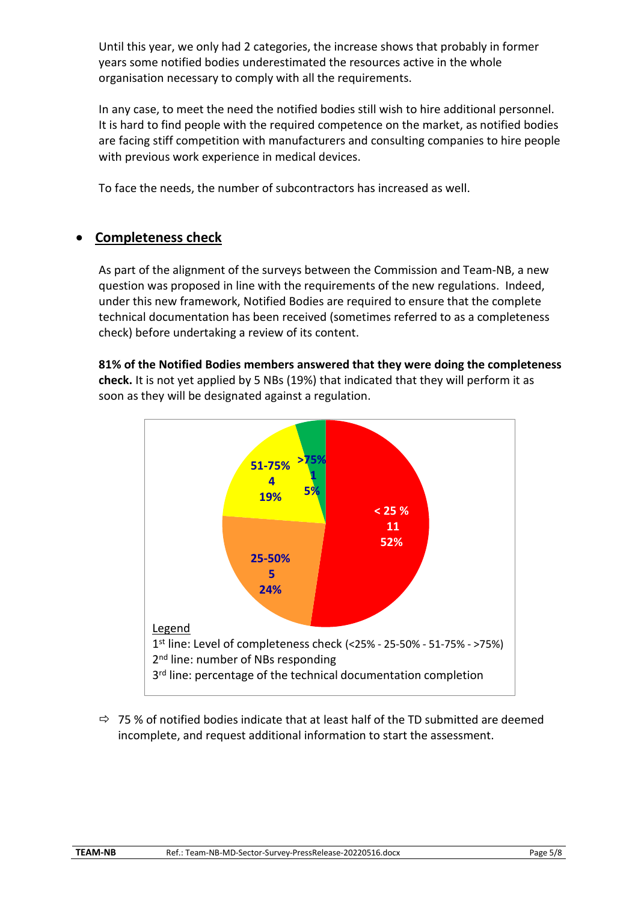Until this year, we only had 2 categories, the increase shows that probably in former years some notified bodies underestimated the resources active in the whole organisation necessary to comply with all the requirements.

In any case, to meet the need the notified bodies still wish to hire additional personnel. It is hard to find people with the required competence on the market, as notified bodies are facing stiff competition with manufacturers and consulting companies to hire people with previous work experience in medical devices.

To face the needs, the number of subcontractors has increased as well.

- **Completeness check**

As part of the alignment of the surveys between the Commission and Team-NB, a new question was proposed in line with the requirements of the new regulations. Indeed, under this new framework, Notified Bodies are required to ensure that the complete technical documentation has been received (sometimes referred to as a completeness check) before undertaking a review of its content.

**81% of the Notified Bodies members answered that they were doing the completeness check.** It is not yet applied by 5 NBs (19%) that indicated that they will perform it as soon as they will be designated against a regulation.

| Level of completeness check | Number of NBs responding | Percentage |
| --- | --- | --- |
| < 25 % | 11 | 52% |
| 25-50% | 5 | 24% |
| 51-75% | 4 | 19% |
| >75% | 1 | 5% |

Legend
1st line: Level of completeness check (<25% - 25-50% - 51-75% - >75%)
2nd line: number of NBs responding
3rd line: percentage of the technical documentation completion

⇨ 75 % of notified bodies indicate that at least half of the TD submitted are deemed incomplete, and request additional information to start the assessment.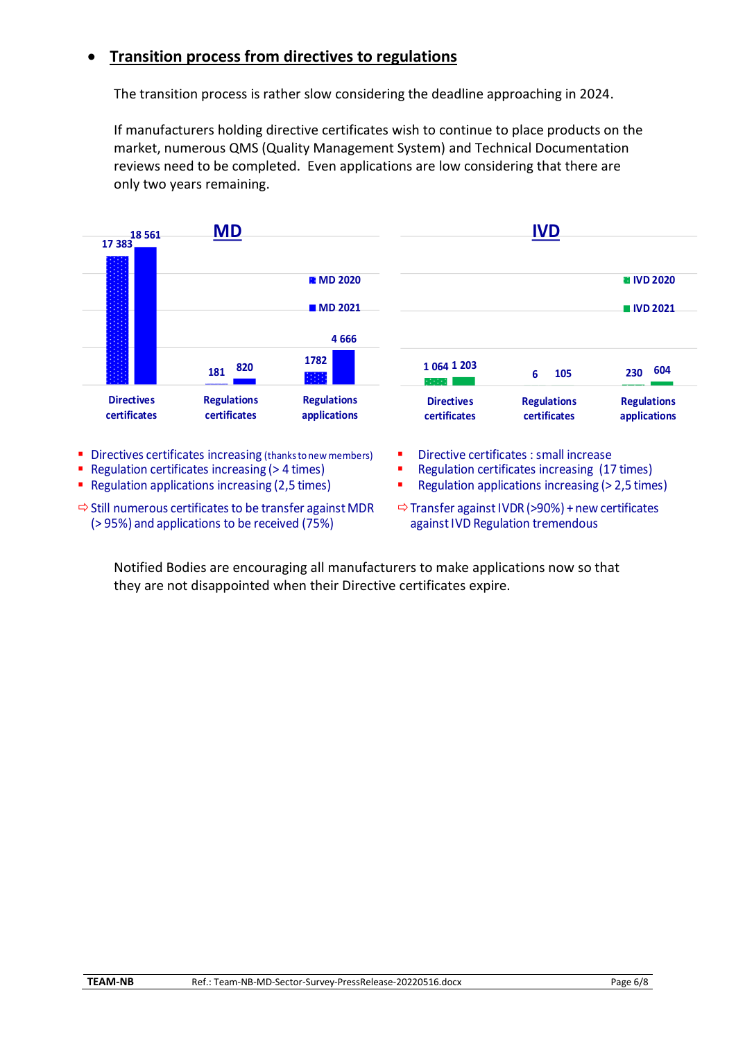- **Transition process from directives to regulations**

The transition process is rather slow considering the deadline approaching in 2024.

If manufacturers holding directive certificates wish to continue to place products on the market, numerous QMS (Quality Management System) and Technical Documentation reviews need to be completed. Even applications are low considering that there are only two years remaining.

**MD**

| | MD 2020 | MD 2021 |
|---|---|---|
| Directives certificates | 17 383 | 18 561 |
| Regulations certificates | 181 | 820 |
| Regulations applications | 1782 | 4 666 |

- Directives certificates increasing (thanks to new members)
- Regulation certificates increasing (> 4 times)
- Regulation applications increasing (2,5 times)

⇨ Still numerous certificates to be transfer against MDR (> 95%) and applications to be received (75%)

**IVD**

| | IVD 2020 | IVD 2021 |
|---|---|---|
| Directives certificates | 1 064 | 1 203 |
| Regulations certificates | 6 | 105 |
| Regulations applications | 230 | 604 |

- Directive certificates : small increase
- Regulation certificates increasing (17 times)
- Regulation applications increasing (> 2,5 times)

⇨ Transfer against IVDR (>90%) + new certificates against IVD Regulation tremendous

Notified Bodies are encouraging all manufacturers to make applications now so that they are not disappointed when their Directive certificates expire.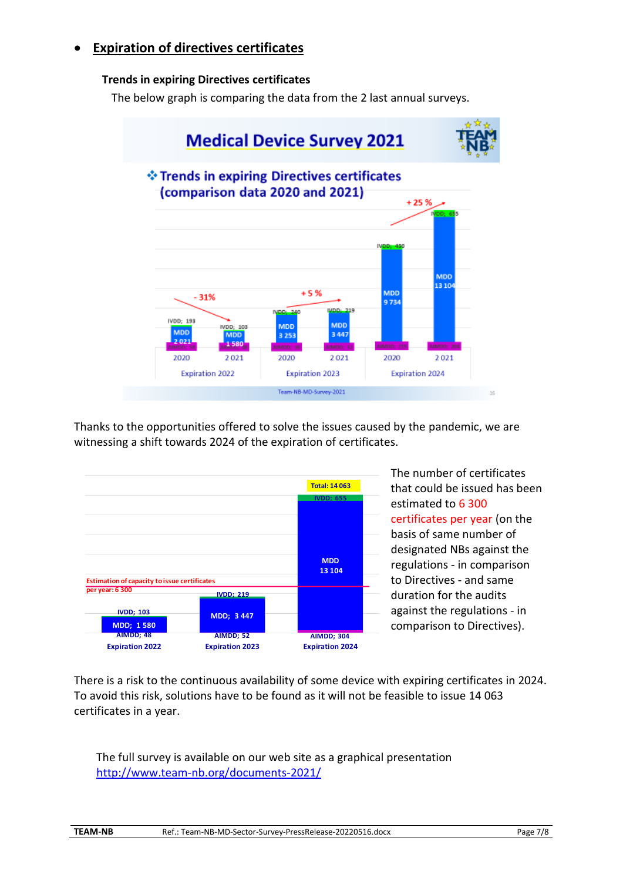- **Expiration of directives certificates**

**Trends in expiring Directives certificates**

The below graph is comparing the data from the 2 last annual surveys.

Thanks to the opportunities offered to solve the issues caused by the pandemic, we are witnessing a shift towards 2024 of the expiration of certificates.

The number of certificates that could be issued has been estimated to 6 300 certificates per year (on the basis of same number of designated NBs against the regulations - in comparison to Directives - and same duration for the audits against the regulations - in comparison to Directives).

There is a risk to the continuous availability of some device with expiring certificates in 2024. To avoid this risk, solutions have to be found as it will not be feasible to issue 14 063 certificates in a year.

The full survey is available on our web site as a graphical presentation
http://www.team-nb.org/documents-2021/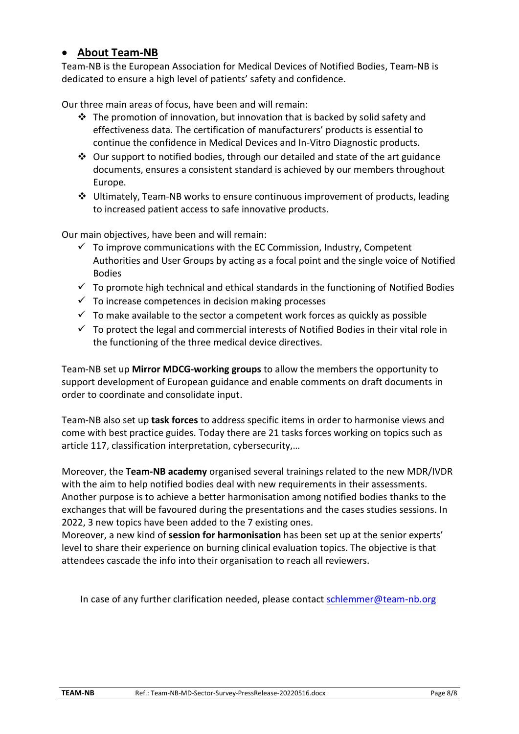- **About Team-NB**

Team-NB is the European Association for Medical Devices of Notified Bodies, Team-NB is dedicated to ensure a high level of patients' safety and confidence.

Our three main areas of focus, have been and will remain:

- The promotion of innovation, but innovation that is backed by solid safety and effectiveness data. The certification of manufacturers' products is essential to continue the confidence in Medical Devices and In-Vitro Diagnostic products.
- Our support to notified bodies, through our detailed and state of the art guidance documents, ensures a consistent standard is achieved by our members throughout Europe.
- Ultimately, Team-NB works to ensure continuous improvement of products, leading to increased patient access to safe innovative products.

Our main objectives, have been and will remain:

- To improve communications with the EC Commission, Industry, Competent Authorities and User Groups by acting as a focal point and the single voice of Notified Bodies
- To promote high technical and ethical standards in the functioning of Notified Bodies
- To increase competences in decision making processes
- To make available to the sector a competent work forces as quickly as possible
- To protect the legal and commercial interests of Notified Bodies in their vital role in the functioning of the three medical device directives.

Team-NB set up **Mirror MDCG-working groups** to allow the members the opportunity to support development of European guidance and enable comments on draft documents in order to coordinate and consolidate input.

Team-NB also set up **task forces** to address specific items in order to harmonise views and come with best practice guides. Today there are 21 tasks forces working on topics such as article 117, classification interpretation, cybersecurity,…

Moreover, the **Team-NB academy** organised several trainings related to the new MDR/IVDR with the aim to help notified bodies deal with new requirements in their assessments. Another purpose is to achieve a better harmonisation among notified bodies thanks to the exchanges that will be favoured during the presentations and the cases studies sessions. In 2022, 3 new topics have been added to the 7 existing ones.
Moreover, a new kind of **session for harmonisation** has been set up at the senior experts' level to share their experience on burning clinical evaluation topics. The objective is that attendees cascade the info into their organisation to reach all reviewers.

In case of any further clarification needed, please contact schlemmer@team-nb.org